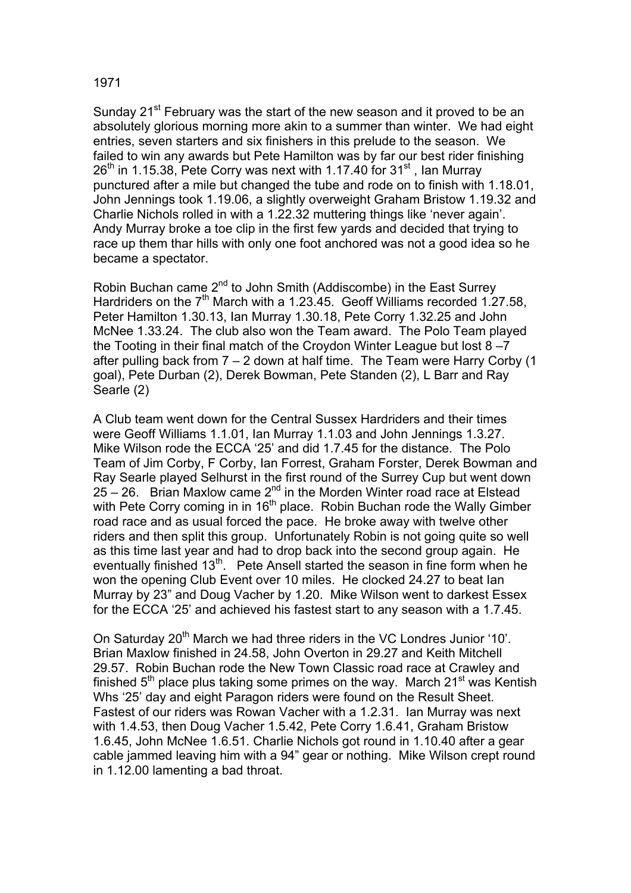1971

Sunday 21st February was the start of the new season and it proved to be an absolutely glorious morning more akin to a summer than winter. We had eight entries, seven starters and six finishers in this prelude to the season. We failed to win any awards but Pete Hamilton was by far our best rider finishing 26th in 1.15.38, Pete Corry was next with 1.17.40 for 31st , Ian Murray punctured after a mile but changed the tube and rode on to finish with 1.18.01, John Jennings took 1.19.06, a slightly overweight Graham Bristow 1.19.32 and Charlie Nichols rolled in with a 1.22.32 muttering things like 'never again'. Andy Murray broke a toe clip in the first few yards and decided that trying to race up them thar hills with only one foot anchored was not a good idea so he became a spectator.

Robin Buchan came 2nd to John Smith (Addiscombe) in the East Surrey Hardriders on the 7th March with a 1.23.45. Geoff Williams recorded 1.27.58, Peter Hamilton 1.30.13, Ian Murray 1.30.18, Pete Corry 1.32.25 and John McNee 1.33.24. The club also won the Team award. The Polo Team played the Tooting in their final match of the Croydon Winter League but lost 8 –7 after pulling back from 7 – 2 down at half time. The Team were Harry Corby (1 goal), Pete Durban (2), Derek Bowman, Pete Standen (2), L Barr and Ray Searle (2)

A Club team went down for the Central Sussex Hardriders and their times were Geoff Williams 1.1.01, Ian Murray 1.1.03 and John Jennings 1.3.27. Mike Wilson rode the ECCA '25' and did 1.7.45 for the distance. The Polo Team of Jim Corby, F Corby, Ian Forrest, Graham Forster, Derek Bowman and Ray Searle played Selhurst in the first round of the Surrey Cup but went down 25 – 26. Brian Maxlow came 2nd in the Morden Winter road race at Elstead with Pete Corry coming in in 16th place. Robin Buchan rode the Wally Gimber road race and as usual forced the pace. He broke away with twelve other riders and then split this group. Unfortunately Robin is not going quite so well as this time last year and had to drop back into the second group again. He eventually finished 13th. Pete Ansell started the season in fine form when he won the opening Club Event over 10 miles. He clocked 24.27 to beat Ian Murray by 23" and Doug Vacher by 1.20. Mike Wilson went to darkest Essex for the ECCA '25' and achieved his fastest start to any season with a 1.7.45.

On Saturday 20th March we had three riders in the VC Londres Junior '10'. Brian Maxlow finished in 24.58, John Overton in 29.27 and Keith Mitchell 29.57. Robin Buchan rode the New Town Classic road race at Crawley and finished 5th place plus taking some primes on the way. March 21st was Kentish Whs '25' day and eight Paragon riders were found on the Result Sheet. Fastest of our riders was Rowan Vacher with a 1.2.31. Ian Murray was next with 1.4.53, then Doug Vacher 1.5.42, Pete Corry 1.6.41, Graham Bristow 1.6.45, John McNee 1.6.51. Charlie Nichols got round in 1.10.40 after a gear cable jammed leaving him with a 94" gear or nothing. Mike Wilson crept round in 1.12.00 lamenting a bad throat.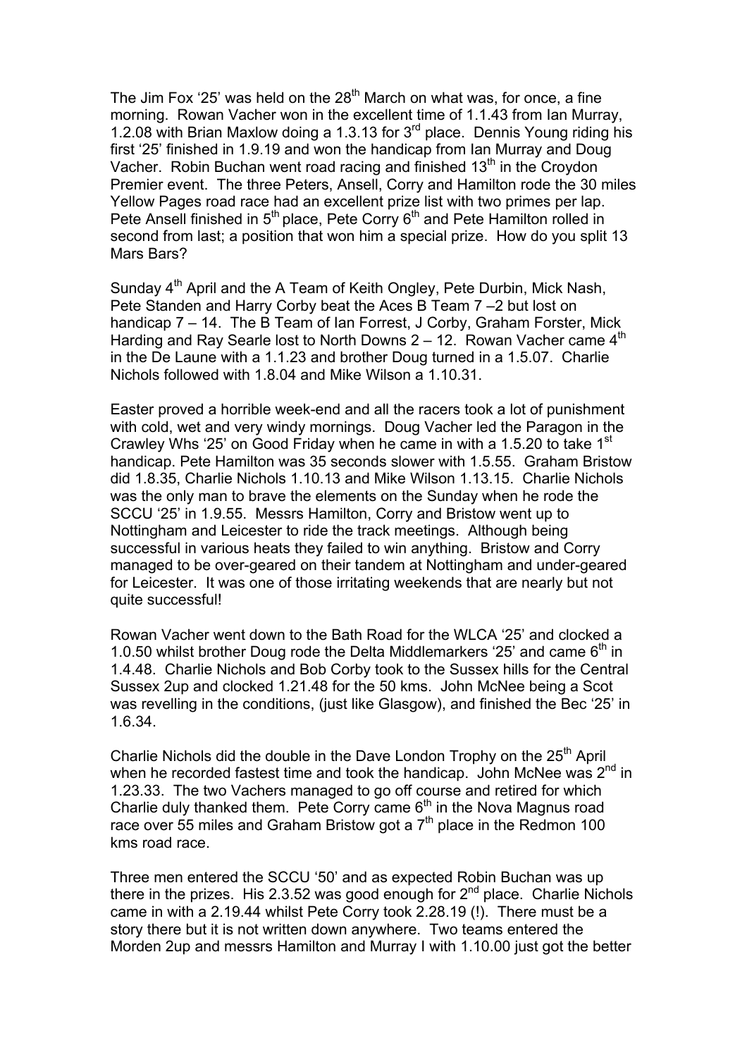The Jim Fox '25' was held on the 28th March on what was, for once, a fine morning. Rowan Vacher won in the excellent time of 1.1.43 from Ian Murray, 1.2.08 with Brian Maxlow doing a 1.3.13 for 3rd place. Dennis Young riding his first '25' finished in 1.9.19 and won the handicap from Ian Murray and Doug Vacher. Robin Buchan went road racing and finished 13th in the Croydon Premier event. The three Peters, Ansell, Corry and Hamilton rode the 30 miles Yellow Pages road race had an excellent prize list with two primes per lap. Pete Ansell finished in 5th place, Pete Corry 6th and Pete Hamilton rolled in second from last; a position that won him a special prize. How do you split 13 Mars Bars?

Sunday 4th April and the A Team of Keith Ongley, Pete Durbin, Mick Nash, Pete Standen and Harry Corby beat the Aces B Team 7 –2 but lost on handicap 7 – 14. The B Team of Ian Forrest, J Corby, Graham Forster, Mick Harding and Ray Searle lost to North Downs 2 – 12. Rowan Vacher came 4th in the De Laune with a 1.1.23 and brother Doug turned in a 1.5.07. Charlie Nichols followed with 1.8.04 and Mike Wilson a 1.10.31.

Easter proved a horrible week-end and all the racers took a lot of punishment with cold, wet and very windy mornings. Doug Vacher led the Paragon in the Crawley Whs '25' on Good Friday when he came in with a 1.5.20 to take 1st handicap. Pete Hamilton was 35 seconds slower with 1.5.55. Graham Bristow did 1.8.35, Charlie Nichols 1.10.13 and Mike Wilson 1.13.15. Charlie Nichols was the only man to brave the elements on the Sunday when he rode the SCCU '25' in 1.9.55. Messrs Hamilton, Corry and Bristow went up to Nottingham and Leicester to ride the track meetings. Although being successful in various heats they failed to win anything. Bristow and Corry managed to be over-geared on their tandem at Nottingham and under-geared for Leicester. It was one of those irritating weekends that are nearly but not quite successful!

Rowan Vacher went down to the Bath Road for the WLCA '25' and clocked a 1.0.50 whilst brother Doug rode the Delta Middlemarkers '25' and came 6th in 1.4.48. Charlie Nichols and Bob Corby took to the Sussex hills for the Central Sussex 2up and clocked 1.21.48 for the 50 kms. John McNee being a Scot was revelling in the conditions, (just like Glasgow), and finished the Bec '25' in 1.6.34.

Charlie Nichols did the double in the Dave London Trophy on the 25th April when he recorded fastest time and took the handicap. John McNee was 2nd in 1.23.33. The two Vachers managed to go off course and retired for which Charlie duly thanked them. Pete Corry came 6th in the Nova Magnus road race over 55 miles and Graham Bristow got a 7th place in the Redmon 100 kms road race.

Three men entered the SCCU '50' and as expected Robin Buchan was up there in the prizes. His 2.3.52 was good enough for 2nd place. Charlie Nichols came in with a 2.19.44 whilst Pete Corry took 2.28.19 (!). There must be a story there but it is not written down anywhere. Two teams entered the Morden 2up and messrs Hamilton and Murray I with 1.10.00 just got the better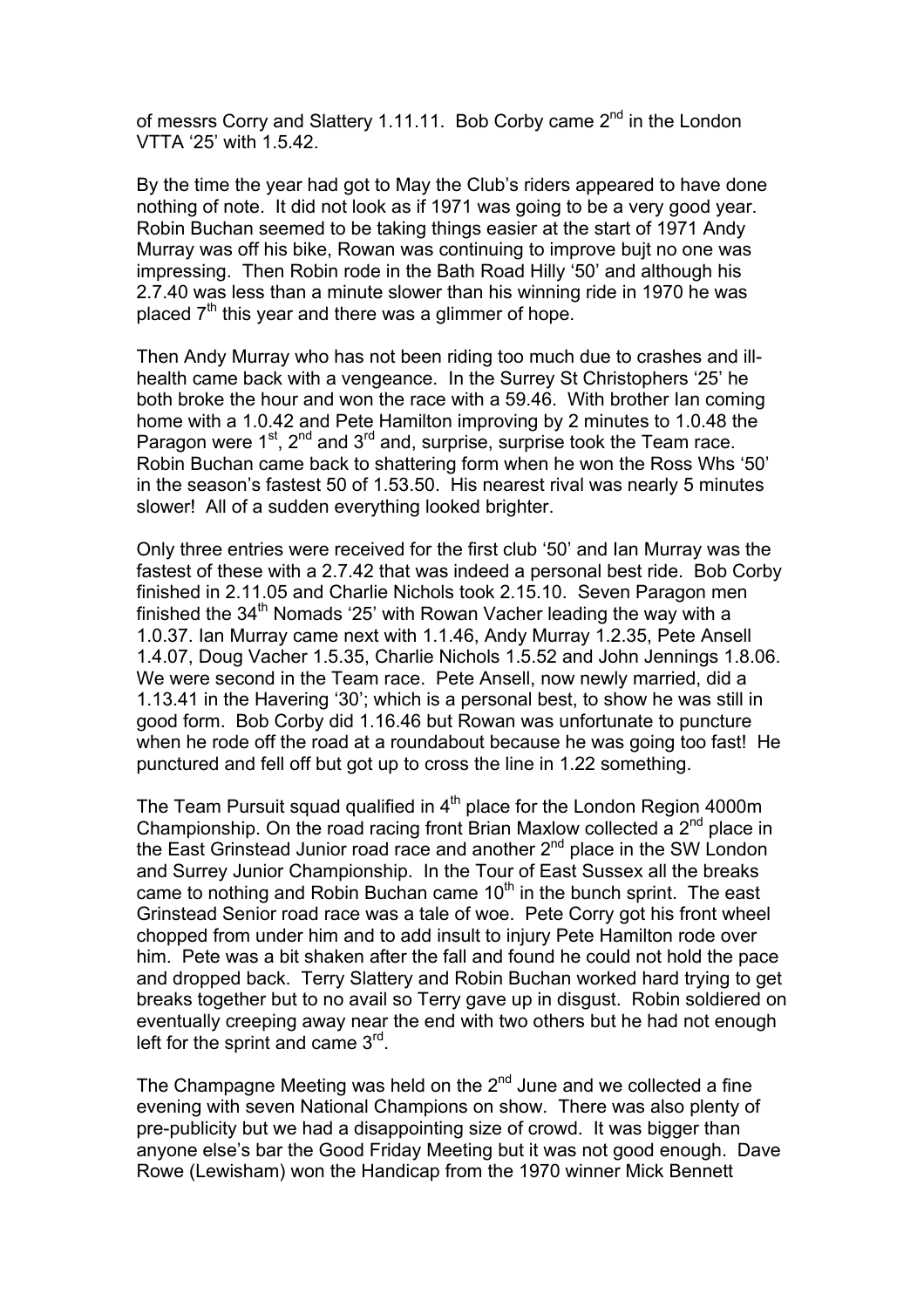of messrs Corry and Slattery 1.11.11. Bob Corby came 2nd in the London VTTA '25' with 1.5.42.

By the time the year had got to May the Club's riders appeared to have done nothing of note. It did not look as if 1971 was going to be a very good year. Robin Buchan seemed to be taking things easier at the start of 1971 Andy Murray was off his bike, Rowan was continuing to improve bujt no one was impressing. Then Robin rode in the Bath Road Hilly '50' and although his 2.7.40 was less than a minute slower than his winning ride in 1970 he was placed 7th this year and there was a glimmer of hope.

Then Andy Murray who has not been riding too much due to crashes and ill-health came back with a vengeance. In the Surrey St Christophers '25' he both broke the hour and won the race with a 59.46. With brother Ian coming home with a 1.0.42 and Pete Hamilton improving by 2 minutes to 1.0.48 the Paragon were 1st, 2nd and 3rd and, surprise, surprise took the Team race. Robin Buchan came back to shattering form when he won the Ross Whs '50' in the season's fastest 50 of 1.53.50. His nearest rival was nearly 5 minutes slower! All of a sudden everything looked brighter.

Only three entries were received for the first club '50' and Ian Murray was the fastest of these with a 2.7.42 that was indeed a personal best ride. Bob Corby finished in 2.11.05 and Charlie Nichols took 2.15.10. Seven Paragon men finished the 34th Nomads '25' with Rowan Vacher leading the way with a 1.0.37. Ian Murray came next with 1.1.46, Andy Murray 1.2.35, Pete Ansell 1.4.07, Doug Vacher 1.5.35, Charlie Nichols 1.5.52 and John Jennings 1.8.06. We were second in the Team race. Pete Ansell, now newly married, did a 1.13.41 in the Havering '30'; which is a personal best, to show he was still in good form. Bob Corby did 1.16.46 but Rowan was unfortunate to puncture when he rode off the road at a roundabout because he was going too fast! He punctured and fell off but got up to cross the line in 1.22 something.

The Team Pursuit squad qualified in 4th place for the London Region 4000m Championship. On the road racing front Brian Maxlow collected a 2nd place in the East Grinstead Junior road race and another 2nd place in the SW London and Surrey Junior Championship. In the Tour of East Sussex all the breaks came to nothing and Robin Buchan came 10th in the bunch sprint. The east Grinstead Senior road race was a tale of woe. Pete Corry got his front wheel chopped from under him and to add insult to injury Pete Hamilton rode over him. Pete was a bit shaken after the fall and found he could not hold the pace and dropped back. Terry Slattery and Robin Buchan worked hard trying to get breaks together but to no avail so Terry gave up in disgust. Robin soldiered on eventually creeping away near the end with two others but he had not enough left for the sprint and came 3rd.

The Champagne Meeting was held on the 2nd June and we collected a fine evening with seven National Champions on show. There was also plenty of pre-publicity but we had a disappointing size of crowd. It was bigger than anyone else's bar the Good Friday Meeting but it was not good enough. Dave Rowe (Lewisham) won the Handicap from the 1970 winner Mick Bennett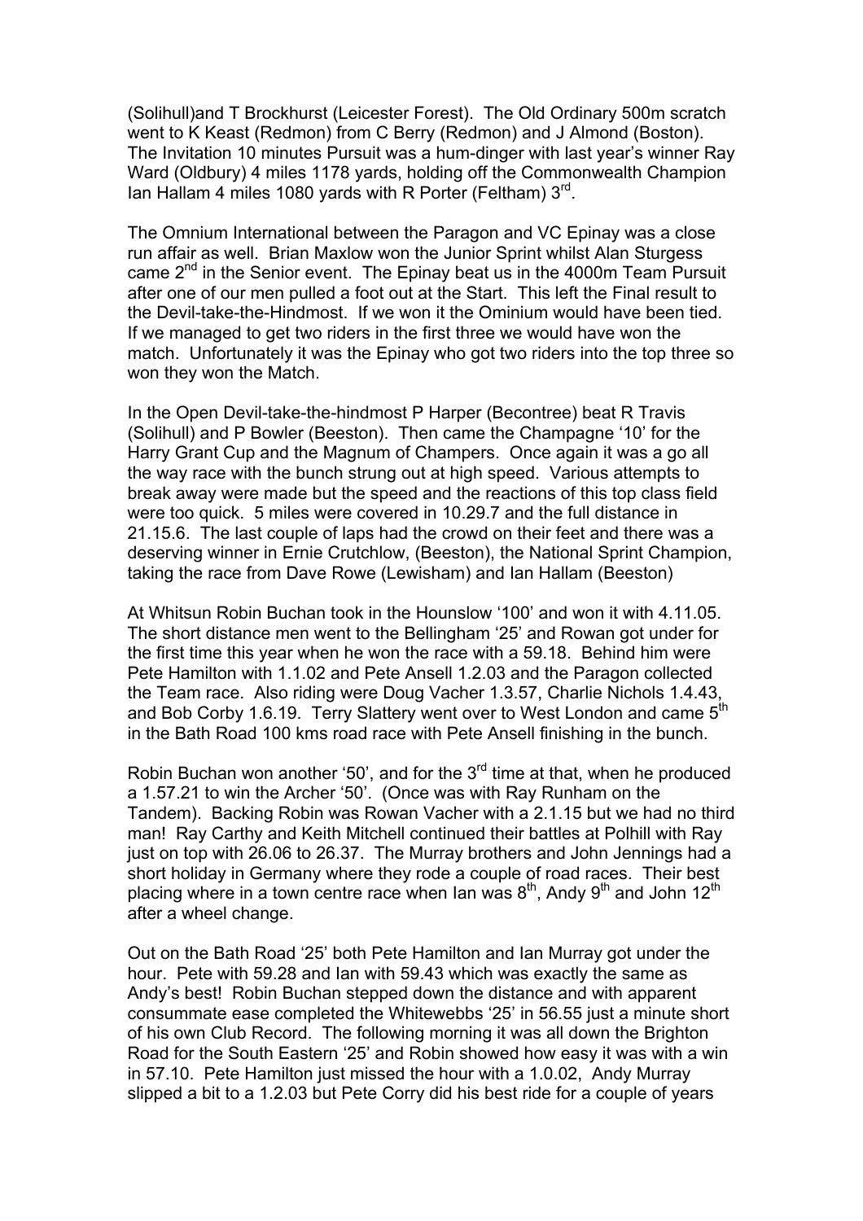(Solihull)and T Brockhurst (Leicester Forest). The Old Ordinary 500m scratch went to K Keast (Redmon) from C Berry (Redmon) and J Almond (Boston). The Invitation 10 minutes Pursuit was a hum-dinger with last year's winner Ray Ward (Oldbury) 4 miles 1178 yards, holding off the Commonwealth Champion Ian Hallam 4 miles 1080 yards with R Porter (Feltham) 3rd.

The Omnium International between the Paragon and VC Epinay was a close run affair as well. Brian Maxlow won the Junior Sprint whilst Alan Sturgess came 2nd in the Senior event. The Epinay beat us in the 4000m Team Pursuit after one of our men pulled a foot out at the Start. This left the Final result to the Devil-take-the-Hindmost. If we won it the Ominium would have been tied. If we managed to get two riders in the first three we would have won the match. Unfortunately it was the Epinay who got two riders into the top three so won they won the Match.

In the Open Devil-take-the-hindmost P Harper (Becontree) beat R Travis (Solihull) and P Bowler (Beeston). Then came the Champagne '10' for the Harry Grant Cup and the Magnum of Champers. Once again it was a go all the way race with the bunch strung out at high speed. Various attempts to break away were made but the speed and the reactions of this top class field were too quick. 5 miles were covered in 10.29.7 and the full distance in 21.15.6. The last couple of laps had the crowd on their feet and there was a deserving winner in Ernie Crutchlow, (Beeston), the National Sprint Champion, taking the race from Dave Rowe (Lewisham) and Ian Hallam (Beeston)

At Whitsun Robin Buchan took in the Hounslow '100' and won it with 4.11.05. The short distance men went to the Bellingham '25' and Rowan got under for the first time this year when he won the race with a 59.18. Behind him were Pete Hamilton with 1.1.02 and Pete Ansell 1.2.03 and the Paragon collected the Team race. Also riding were Doug Vacher 1.3.57, Charlie Nichols 1.4.43, and Bob Corby 1.6.19. Terry Slattery went over to West London and came 5th in the Bath Road 100 kms road race with Pete Ansell finishing in the bunch.

Robin Buchan won another '50', and for the 3rd time at that, when he produced a 1.57.21 to win the Archer '50'. (Once was with Ray Runham on the Tandem). Backing Robin was Rowan Vacher with a 2.1.15 but we had no third man! Ray Carthy and Keith Mitchell continued their battles at Polhill with Ray just on top with 26.06 to 26.37. The Murray brothers and John Jennings had a short holiday in Germany where they rode a couple of road races. Their best placing where in a town centre race when Ian was 8th, Andy 9th and John 12th after a wheel change.

Out on the Bath Road '25' both Pete Hamilton and Ian Murray got under the hour. Pete with 59.28 and Ian with 59.43 which was exactly the same as Andy's best! Robin Buchan stepped down the distance and with apparent consummate ease completed the Whitewebbs '25' in 56.55 just a minute short of his own Club Record. The following morning it was all down the Brighton Road for the South Eastern '25' and Robin showed how easy it was with a win in 57.10. Pete Hamilton just missed the hour with a 1.0.02, Andy Murray slipped a bit to a 1.2.03 but Pete Corry did his best ride for a couple of years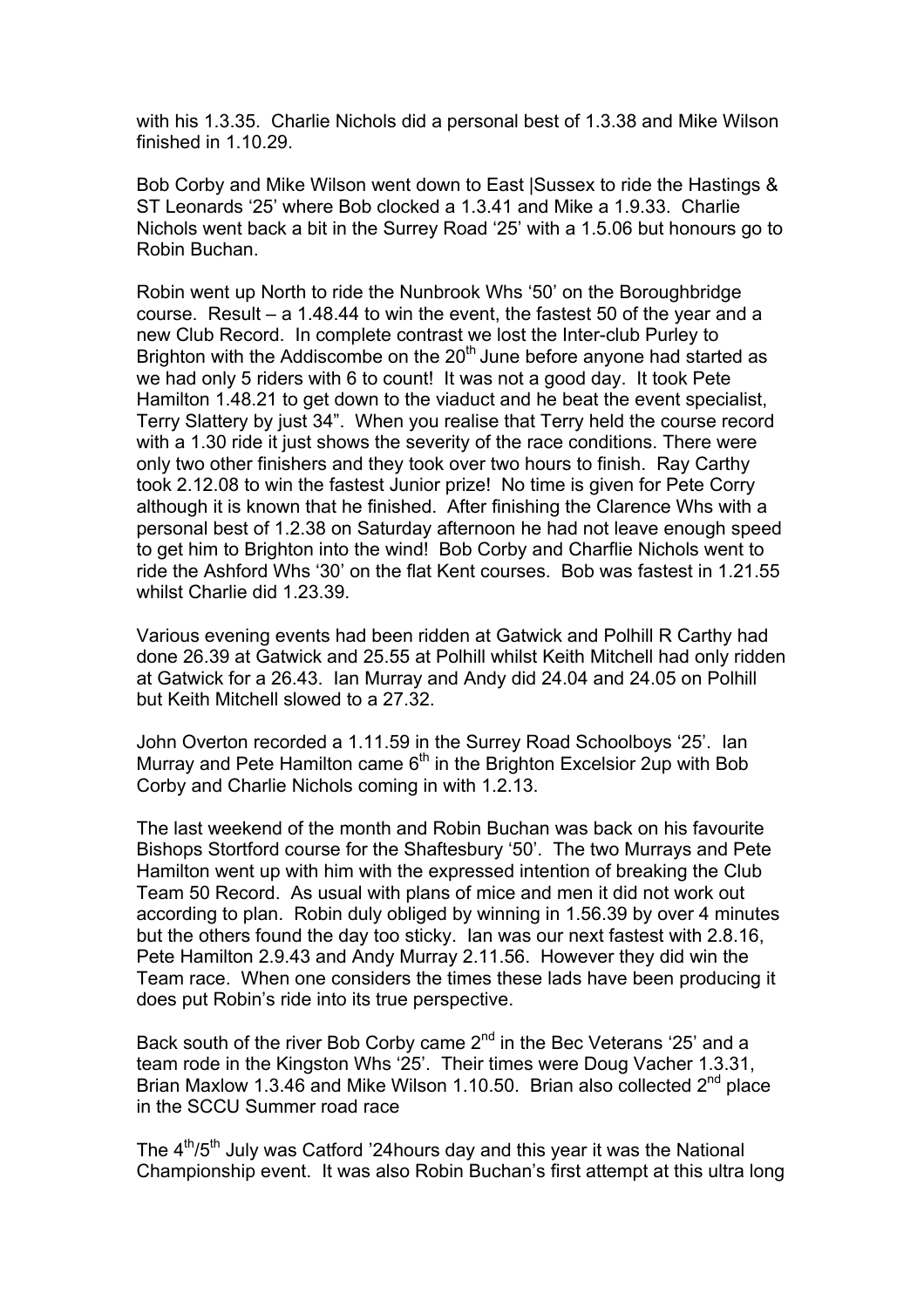with his 1.3.35. Charlie Nichols did a personal best of 1.3.38 and Mike Wilson finished in 1.10.29.

Bob Corby and Mike Wilson went down to East |Sussex to ride the Hastings & ST Leonards '25' where Bob clocked a 1.3.41 and Mike a 1.9.33. Charlie Nichols went back a bit in the Surrey Road '25' with a 1.5.06 but honours go to Robin Buchan.

Robin went up North to ride the Nunbrook Whs '50' on the Boroughbridge course. Result – a 1.48.44 to win the event, the fastest 50 of the year and a new Club Record. In complete contrast we lost the Inter-club Purley to Brighton with the Addiscombe on the 20th June before anyone had started as we had only 5 riders with 6 to count! It was not a good day. It took Pete Hamilton 1.48.21 to get down to the viaduct and he beat the event specialist, Terry Slattery by just 34". When you realise that Terry held the course record with a 1.30 ride it just shows the severity of the race conditions. There were only two other finishers and they took over two hours to finish. Ray Carthy took 2.12.08 to win the fastest Junior prize! No time is given for Pete Corry although it is known that he finished. After finishing the Clarence Whs with a personal best of 1.2.38 on Saturday afternoon he had not leave enough speed to get him to Brighton into the wind! Bob Corby and Charflie Nichols went to ride the Ashford Whs '30' on the flat Kent courses. Bob was fastest in 1.21.55 whilst Charlie did 1.23.39.

Various evening events had been ridden at Gatwick and Polhill R Carthy had done 26.39 at Gatwick and 25.55 at Polhill whilst Keith Mitchell had only ridden at Gatwick for a 26.43. Ian Murray and Andy did 24.04 and 24.05 on Polhill but Keith Mitchell slowed to a 27.32.

John Overton recorded a 1.11.59 in the Surrey Road Schoolboys '25'. Ian Murray and Pete Hamilton came 6th in the Brighton Excelsior 2up with Bob Corby and Charlie Nichols coming in with 1.2.13.

The last weekend of the month and Robin Buchan was back on his favourite Bishops Stortford course for the Shaftesbury '50'. The two Murrays and Pete Hamilton went up with him with the expressed intention of breaking the Club Team 50 Record. As usual with plans of mice and men it did not work out according to plan. Robin duly obliged by winning in 1.56.39 by over 4 minutes but the others found the day too sticky. Ian was our next fastest with 2.8.16, Pete Hamilton 2.9.43 and Andy Murray 2.11.56. However they did win the Team race. When one considers the times these lads have been producing it does put Robin's ride into its true perspective.

Back south of the river Bob Corby came 2nd in the Bec Veterans '25' and a team rode in the Kingston Whs '25'. Their times were Doug Vacher 1.3.31, Brian Maxlow 1.3.46 and Mike Wilson 1.10.50. Brian also collected 2nd place in the SCCU Summer road race

The 4th/5th July was Catford '24hours day and this year it was the National Championship event. It was also Robin Buchan's first attempt at this ultra long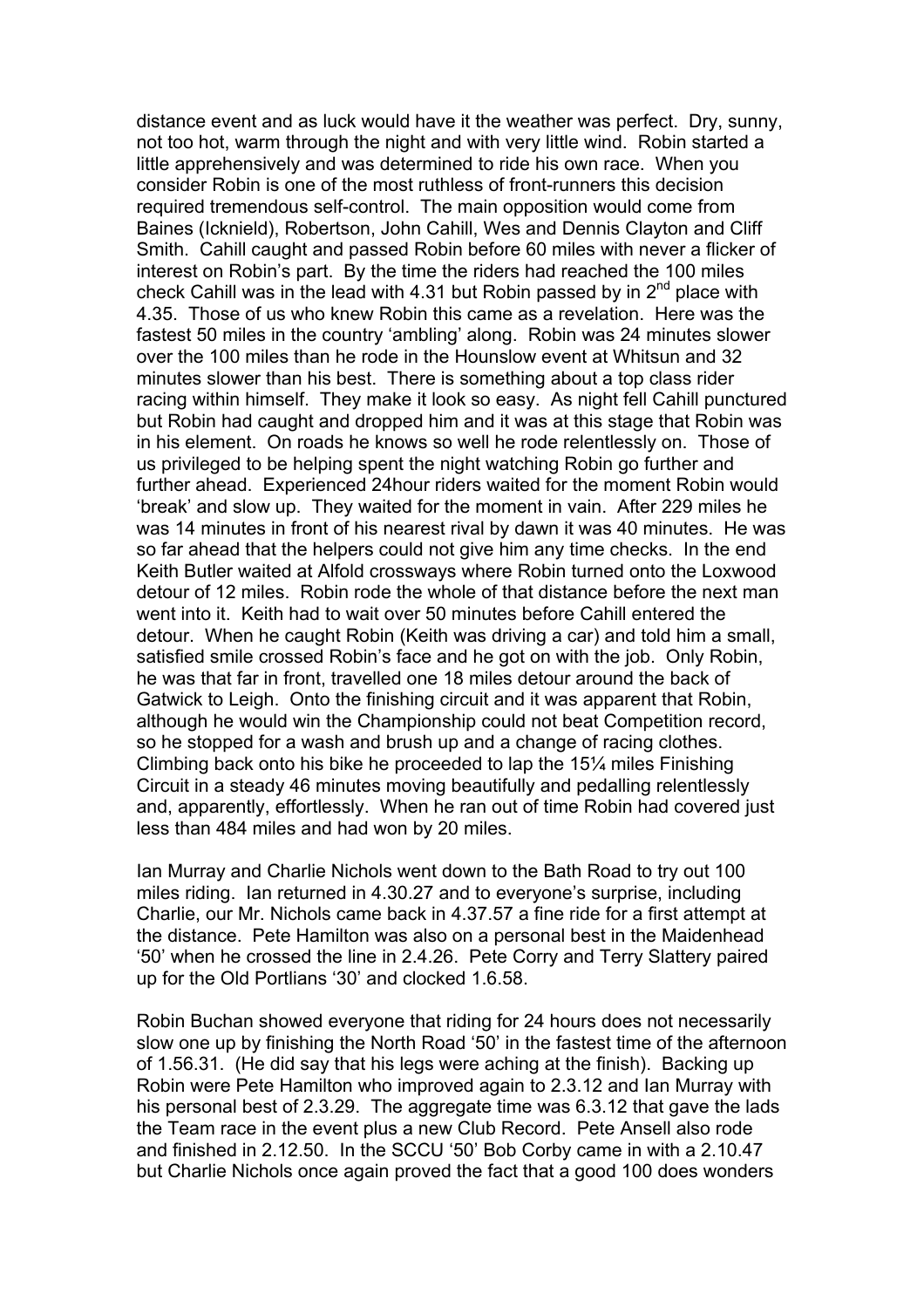distance event and as luck would have it the weather was perfect. Dry, sunny, not too hot, warm through the night and with very little wind. Robin started a little apprehensively and was determined to ride his own race. When you consider Robin is one of the most ruthless of front-runners this decision required tremendous self-control. The main opposition would come from Baines (Icknield), Robertson, John Cahill, Wes and Dennis Clayton and Cliff Smith. Cahill caught and passed Robin before 60 miles with never a flicker of interest on Robin's part. By the time the riders had reached the 100 miles check Cahill was in the lead with 4.31 but Robin passed by in 2nd place with 4.35. Those of us who knew Robin this came as a revelation. Here was the fastest 50 miles in the country 'ambling' along. Robin was 24 minutes slower over the 100 miles than he rode in the Hounslow event at Whitsun and 32 minutes slower than his best. There is something about a top class rider racing within himself. They make it look so easy. As night fell Cahill punctured but Robin had caught and dropped him and it was at this stage that Robin was in his element. On roads he knows so well he rode relentlessly on. Those of us privileged to be helping spent the night watching Robin go further and further ahead. Experienced 24hour riders waited for the moment Robin would 'break' and slow up. They waited for the moment in vain. After 229 miles he was 14 minutes in front of his nearest rival by dawn it was 40 minutes. He was so far ahead that the helpers could not give him any time checks. In the end Keith Butler waited at Alfold crossways where Robin turned onto the Loxwood detour of 12 miles. Robin rode the whole of that distance before the next man went into it. Keith had to wait over 50 minutes before Cahill entered the detour. When he caught Robin (Keith was driving a car) and told him a small, satisfied smile crossed Robin's face and he got on with the job. Only Robin, he was that far in front, travelled one 18 miles detour around the back of Gatwick to Leigh. Onto the finishing circuit and it was apparent that Robin, although he would win the Championship could not beat Competition record, so he stopped for a wash and brush up and a change of racing clothes. Climbing back onto his bike he proceeded to lap the 15¼ miles Finishing Circuit in a steady 46 minutes moving beautifully and pedalling relentlessly and, apparently, effortlessly. When he ran out of time Robin had covered just less than 484 miles and had won by 20 miles.

Ian Murray and Charlie Nichols went down to the Bath Road to try out 100 miles riding. Ian returned in 4.30.27 and to everyone's surprise, including Charlie, our Mr. Nichols came back in 4.37.57 a fine ride for a first attempt at the distance. Pete Hamilton was also on a personal best in the Maidenhead '50' when he crossed the line in 2.4.26. Pete Corry and Terry Slattery paired up for the Old Portlians '30' and clocked 1.6.58.

Robin Buchan showed everyone that riding for 24 hours does not necessarily slow one up by finishing the North Road '50' in the fastest time of the afternoon of 1.56.31. (He did say that his legs were aching at the finish). Backing up Robin were Pete Hamilton who improved again to 2.3.12 and Ian Murray with his personal best of 2.3.29. The aggregate time was 6.3.12 that gave the lads the Team race in the event plus a new Club Record. Pete Ansell also rode and finished in 2.12.50. In the SCCU '50' Bob Corby came in with a 2.10.47 but Charlie Nichols once again proved the fact that a good 100 does wonders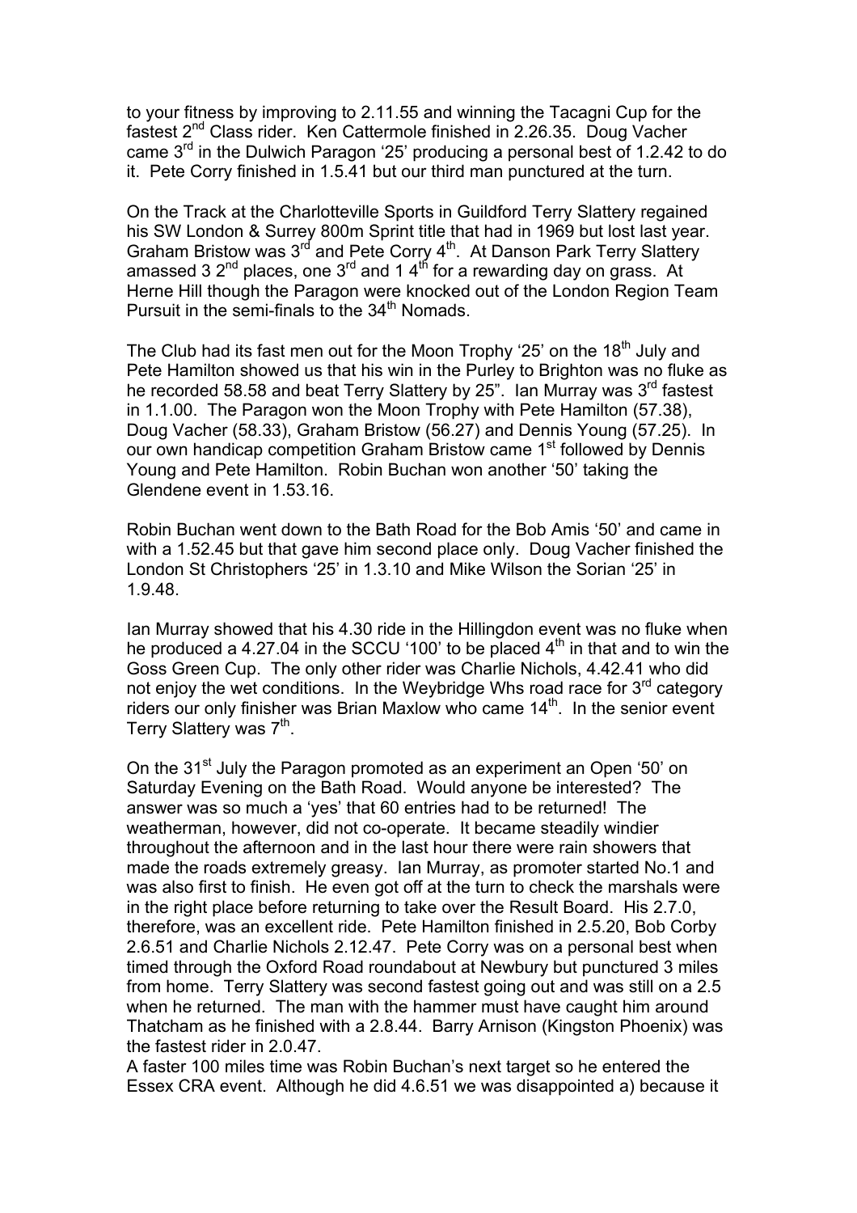to your fitness by improving to 2.11.55 and winning the Tacagni Cup for the fastest 2nd Class rider. Ken Cattermole finished in 2.26.35. Doug Vacher came 3rd in the Dulwich Paragon '25' producing a personal best of 1.2.42 to do it. Pete Corry finished in 1.5.41 but our third man punctured at the turn.

On the Track at the Charlotteville Sports in Guildford Terry Slattery regained his SW London & Surrey 800m Sprint title that had in 1969 but lost last year. Graham Bristow was 3rd and Pete Corry 4th. At Danson Park Terry Slattery amassed 3 2nd places, one 3rd and 1 4th for a rewarding day on grass. At Herne Hill though the Paragon were knocked out of the London Region Team Pursuit in the semi-finals to the 34th Nomads.

The Club had its fast men out for the Moon Trophy '25' on the 18th July and Pete Hamilton showed us that his win in the Purley to Brighton was no fluke as he recorded 58.58 and beat Terry Slattery by 25". Ian Murray was 3rd fastest in 1.1.00. The Paragon won the Moon Trophy with Pete Hamilton (57.38), Doug Vacher (58.33), Graham Bristow (56.27) and Dennis Young (57.25). In our own handicap competition Graham Bristow came 1st followed by Dennis Young and Pete Hamilton. Robin Buchan won another '50' taking the Glendene event in 1.53.16.

Robin Buchan went down to the Bath Road for the Bob Amis '50' and came in with a 1.52.45 but that gave him second place only. Doug Vacher finished the London St Christophers '25' in 1.3.10 and Mike Wilson the Sorian '25' in 1.9.48.

Ian Murray showed that his 4.30 ride in the Hillingdon event was no fluke when he produced a 4.27.04 in the SCCU '100' to be placed 4th in that and to win the Goss Green Cup. The only other rider was Charlie Nichols, 4.42.41 who did not enjoy the wet conditions. In the Weybridge Whs road race for 3rd category riders our only finisher was Brian Maxlow who came 14th. In the senior event Terry Slattery was 7th.

On the 31st July the Paragon promoted as an experiment an Open '50' on Saturday Evening on the Bath Road. Would anyone be interested? The answer was so much a 'yes' that 60 entries had to be returned! The weatherman, however, did not co-operate. It became steadily windier throughout the afternoon and in the last hour there were rain showers that made the roads extremely greasy. Ian Murray, as promoter started No.1 and was also first to finish. He even got off at the turn to check the marshals were in the right place before returning to take over the Result Board. His 2.7.0, therefore, was an excellent ride. Pete Hamilton finished in 2.5.20, Bob Corby 2.6.51 and Charlie Nichols 2.12.47. Pete Corry was on a personal best when timed through the Oxford Road roundabout at Newbury but punctured 3 miles from home. Terry Slattery was second fastest going out and was still on a 2.5 when he returned. The man with the hammer must have caught him around Thatcham as he finished with a 2.8.44. Barry Arnison (Kingston Phoenix) was the fastest rider in 2.0.47.
A faster 100 miles time was Robin Buchan's next target so he entered the Essex CRA event. Although he did 4.6.51 we was disappointed a) because it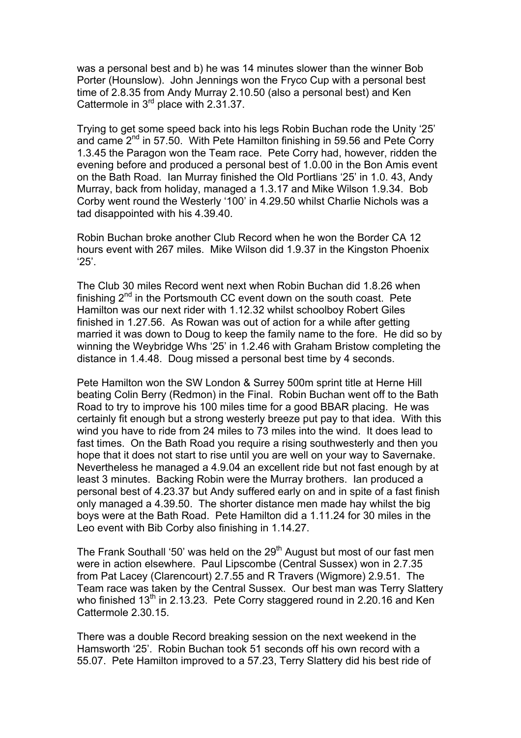was a personal best and b) he was 14 minutes slower than the winner Bob Porter (Hounslow). John Jennings won the Fryco Cup with a personal best time of 2.8.35 from Andy Murray 2.10.50 (also a personal best) and Ken Cattermole in 3rd place with 2.31.37.

Trying to get some speed back into his legs Robin Buchan rode the Unity '25' and came 2nd in 57.50. With Pete Hamilton finishing in 59.56 and Pete Corry 1.3.45 the Paragon won the Team race. Pete Corry had, however, ridden the evening before and produced a personal best of 1.0.00 in the Bon Amis event on the Bath Road. Ian Murray finished the Old Portlians '25' in 1.0. 43, Andy Murray, back from holiday, managed a 1.3.17 and Mike Wilson 1.9.34. Bob Corby went round the Westerly '100' in 4.29.50 whilst Charlie Nichols was a tad disappointed with his 4.39.40.

Robin Buchan broke another Club Record when he won the Border CA 12 hours event with 267 miles. Mike Wilson did 1.9.37 in the Kingston Phoenix '25'.

The Club 30 miles Record went next when Robin Buchan did 1.8.26 when finishing 2nd in the Portsmouth CC event down on the south coast. Pete Hamilton was our next rider with 1.12.32 whilst schoolboy Robert Giles finished in 1.27.56. As Rowan was out of action for a while after getting married it was down to Doug to keep the family name to the fore. He did so by winning the Weybridge Whs '25' in 1.2.46 with Graham Bristow completing the distance in 1.4.48. Doug missed a personal best time by 4 seconds.

Pete Hamilton won the SW London & Surrey 500m sprint title at Herne Hill beating Colin Berry (Redmon) in the Final. Robin Buchan went off to the Bath Road to try to improve his 100 miles time for a good BBAR placing. He was certainly fit enough but a strong westerly breeze put pay to that idea. With this wind you have to ride from 24 miles to 73 miles into the wind. It does lead to fast times. On the Bath Road you require a rising southwesterly and then you hope that it does not start to rise until you are well on your way to Savernake. Nevertheless he managed a 4.9.04 an excellent ride but not fast enough by at least 3 minutes. Backing Robin were the Murray brothers. Ian produced a personal best of 4.23.37 but Andy suffered early on and in spite of a fast finish only managed a 4.39.50. The shorter distance men made hay whilst the big boys were at the Bath Road. Pete Hamilton did a 1.11.24 for 30 miles in the Leo event with Bib Corby also finishing in 1.14.27.

The Frank Southall '50' was held on the 29th August but most of our fast men were in action elsewhere. Paul Lipscombe (Central Sussex) won in 2.7.35 from Pat Lacey (Clarencourt) 2.7.55 and R Travers (Wigmore) 2.9.51. The Team race was taken by the Central Sussex. Our best man was Terry Slattery who finished 13th in 2.13.23. Pete Corry staggered round in 2.20.16 and Ken Cattermole 2.30.15.

There was a double Record breaking session on the next weekend in the Hamsworth '25'. Robin Buchan took 51 seconds off his own record with a 55.07. Pete Hamilton improved to a 57.23, Terry Slattery did his best ride of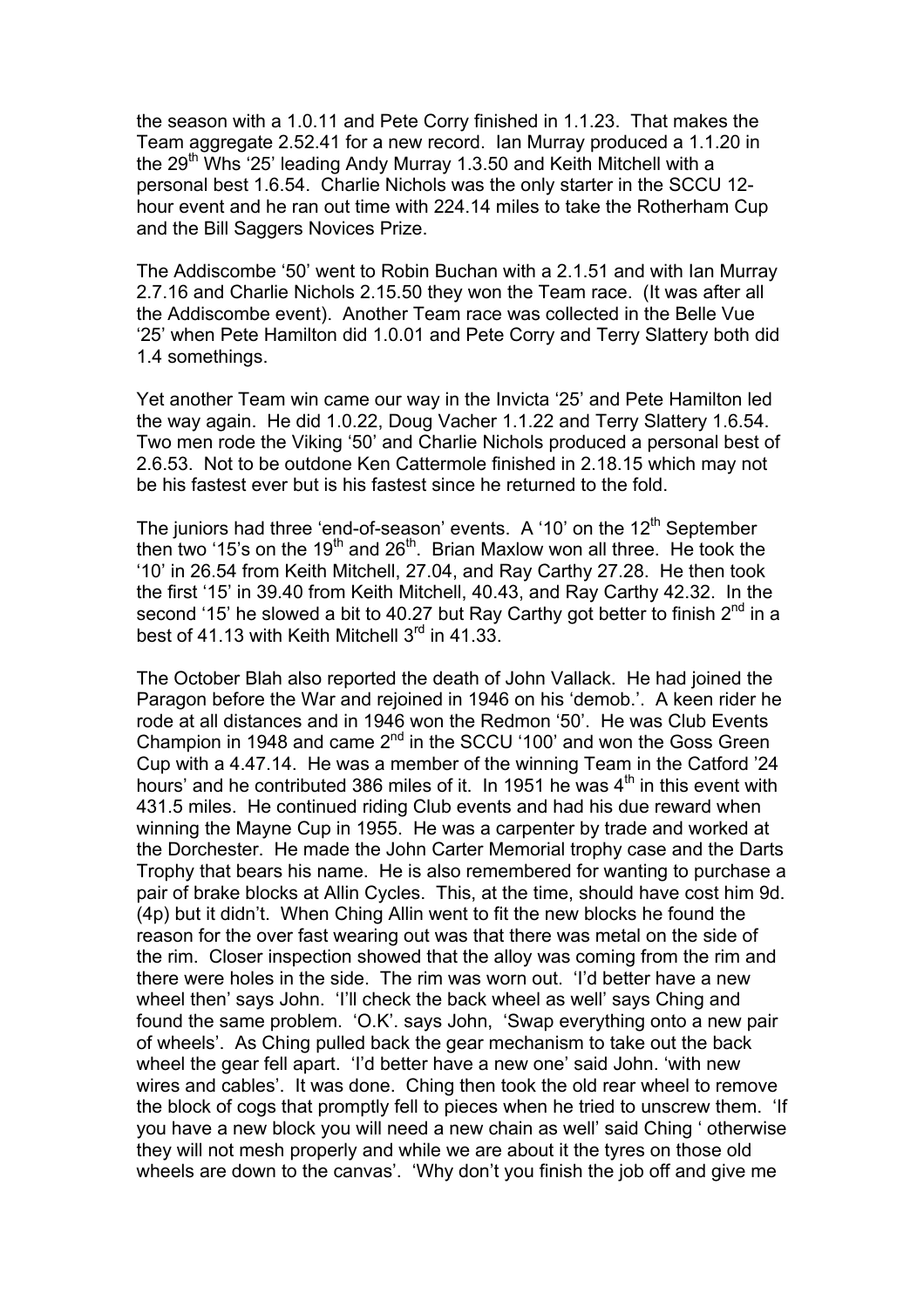the season with a 1.0.11 and Pete Corry finished in 1.1.23. That makes the Team aggregate 2.52.41 for a new record. Ian Murray produced a 1.1.20 in the 29th Whs '25' leading Andy Murray 1.3.50 and Keith Mitchell with a personal best 1.6.54. Charlie Nichols was the only starter in the SCCU 12-hour event and he ran out time with 224.14 miles to take the Rotherham Cup and the Bill Saggers Novices Prize.

The Addiscombe '50' went to Robin Buchan with a 2.1.51 and with Ian Murray 2.7.16 and Charlie Nichols 2.15.50 they won the Team race. (It was after all the Addiscombe event). Another Team race was collected in the Belle Vue '25' when Pete Hamilton did 1.0.01 and Pete Corry and Terry Slattery both did 1.4 somethings.

Yet another Team win came our way in the Invicta '25' and Pete Hamilton led the way again. He did 1.0.22, Doug Vacher 1.1.22 and Terry Slattery 1.6.54. Two men rode the Viking '50' and Charlie Nichols produced a personal best of 2.6.53. Not to be outdone Ken Cattermole finished in 2.18.15 which may not be his fastest ever but is his fastest since he returned to the fold.

The juniors had three 'end-of-season' events. A '10' on the 12th September then two '15's on the 19th and 26th. Brian Maxlow won all three. He took the '10' in 26.54 from Keith Mitchell, 27.04, and Ray Carthy 27.28. He then took the first '15' in 39.40 from Keith Mitchell, 40.43, and Ray Carthy 42.32. In the second '15' he slowed a bit to 40.27 but Ray Carthy got better to finish 2nd in a best of 41.13 with Keith Mitchell 3rd in 41.33.

The October Blah also reported the death of John Vallack. He had joined the Paragon before the War and rejoined in 1946 on his 'demob.'. A keen rider he rode at all distances and in 1946 won the Redmon '50'. He was Club Events Champion in 1948 and came 2nd in the SCCU '100' and won the Goss Green Cup with a 4.47.14. He was a member of the winning Team in the Catford '24 hours' and he contributed 386 miles of it. In 1951 he was 4th in this event with 431.5 miles. He continued riding Club events and had his due reward when winning the Mayne Cup in 1955. He was a carpenter by trade and worked at the Dorchester. He made the John Carter Memorial trophy case and the Darts Trophy that bears his name. He is also remembered for wanting to purchase a pair of brake blocks at Allin Cycles. This, at the time, should have cost him 9d. (4p) but it didn't. When Ching Allin went to fit the new blocks he found the reason for the over fast wearing out was that there was metal on the side of the rim. Closer inspection showed that the alloy was coming from the rim and there were holes in the side. The rim was worn out. 'I'd better have a new wheel then' says John. 'I'll check the back wheel as well' says Ching and found the same problem. 'O.K'. says John, 'Swap everything onto a new pair of wheels'. As Ching pulled back the gear mechanism to take out the back wheel the gear fell apart. 'I'd better have a new one' said John. 'with new wires and cables'. It was done. Ching then took the old rear wheel to remove the block of cogs that promptly fell to pieces when he tried to unscrew them. 'If you have a new block you will need a new chain as well' said Ching ' otherwise they will not mesh properly and while we are about it the tyres on those old wheels are down to the canvas'. 'Why don't you finish the job off and give me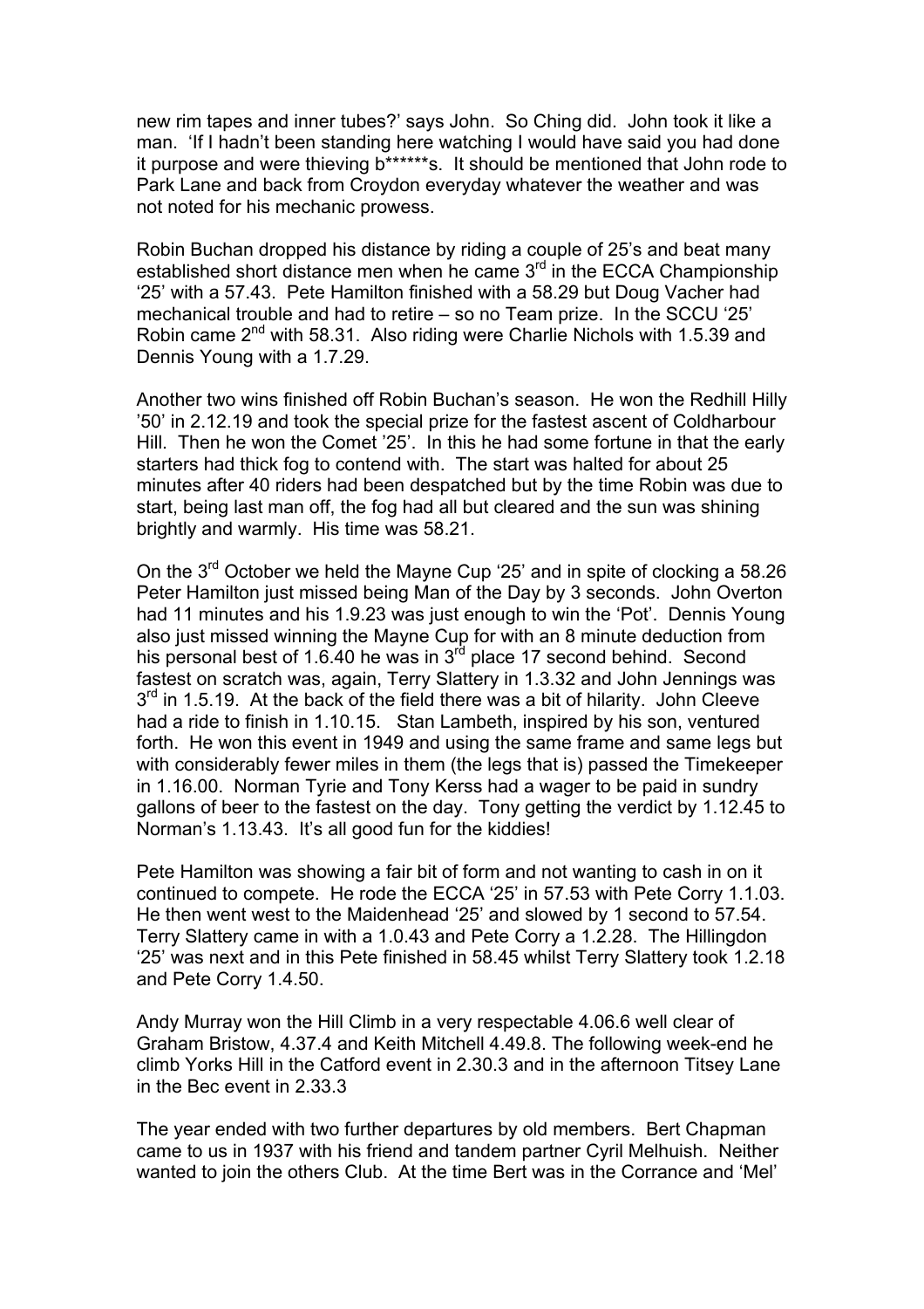new rim tapes and inner tubes?' says John. So Ching did. John took it like a man. 'If I hadn't been standing here watching I would have said you had done it purpose and were thieving b******s. It should be mentioned that John rode to Park Lane and back from Croydon everyday whatever the weather and was not noted for his mechanic prowess.

Robin Buchan dropped his distance by riding a couple of 25's and beat many established short distance men when he came 3rd in the ECCA Championship '25' with a 57.43. Pete Hamilton finished with a 58.29 but Doug Vacher had mechanical trouble and had to retire – so no Team prize. In the SCCU '25' Robin came 2nd with 58.31. Also riding were Charlie Nichols with 1.5.39 and Dennis Young with a 1.7.29.

Another two wins finished off Robin Buchan's season. He won the Redhill Hilly '50' in 2.12.19 and took the special prize for the fastest ascent of Coldharbour Hill. Then he won the Comet '25'. In this he had some fortune in that the early starters had thick fog to contend with. The start was halted for about 25 minutes after 40 riders had been despatched but by the time Robin was due to start, being last man off, the fog had all but cleared and the sun was shining brightly and warmly. His time was 58.21.

On the 3rd October we held the Mayne Cup '25' and in spite of clocking a 58.26 Peter Hamilton just missed being Man of the Day by 3 seconds. John Overton had 11 minutes and his 1.9.23 was just enough to win the 'Pot'. Dennis Young also just missed winning the Mayne Cup for with an 8 minute deduction from his personal best of 1.6.40 he was in 3rd place 17 second behind. Second fastest on scratch was, again, Terry Slattery in 1.3.32 and John Jennings was 3rd in 1.5.19. At the back of the field there was a bit of hilarity. John Cleeve had a ride to finish in 1.10.15. Stan Lambeth, inspired by his son, ventured forth. He won this event in 1949 and using the same frame and same legs but with considerably fewer miles in them (the legs that is) passed the Timekeeper in 1.16.00. Norman Tyrie and Tony Kerss had a wager to be paid in sundry gallons of beer to the fastest on the day. Tony getting the verdict by 1.12.45 to Norman's 1.13.43. It's all good fun for the kiddies!

Pete Hamilton was showing a fair bit of form and not wanting to cash in on it continued to compete. He rode the ECCA '25' in 57.53 with Pete Corry 1.1.03. He then went west to the Maidenhead '25' and slowed by 1 second to 57.54. Terry Slattery came in with a 1.0.43 and Pete Corry a 1.2.28. The Hillingdon '25' was next and in this Pete finished in 58.45 whilst Terry Slattery took 1.2.18 and Pete Corry 1.4.50.

Andy Murray won the Hill Climb in a very respectable 4.06.6 well clear of Graham Bristow, 4.37.4 and Keith Mitchell 4.49.8. The following week-end he climb Yorks Hill in the Catford event in 2.30.3 and in the afternoon Titsey Lane in the Bec event in 2.33.3

The year ended with two further departures by old members. Bert Chapman came to us in 1937 with his friend and tandem partner Cyril Melhuish. Neither wanted to join the others Club. At the time Bert was in the Corrance and 'Mel'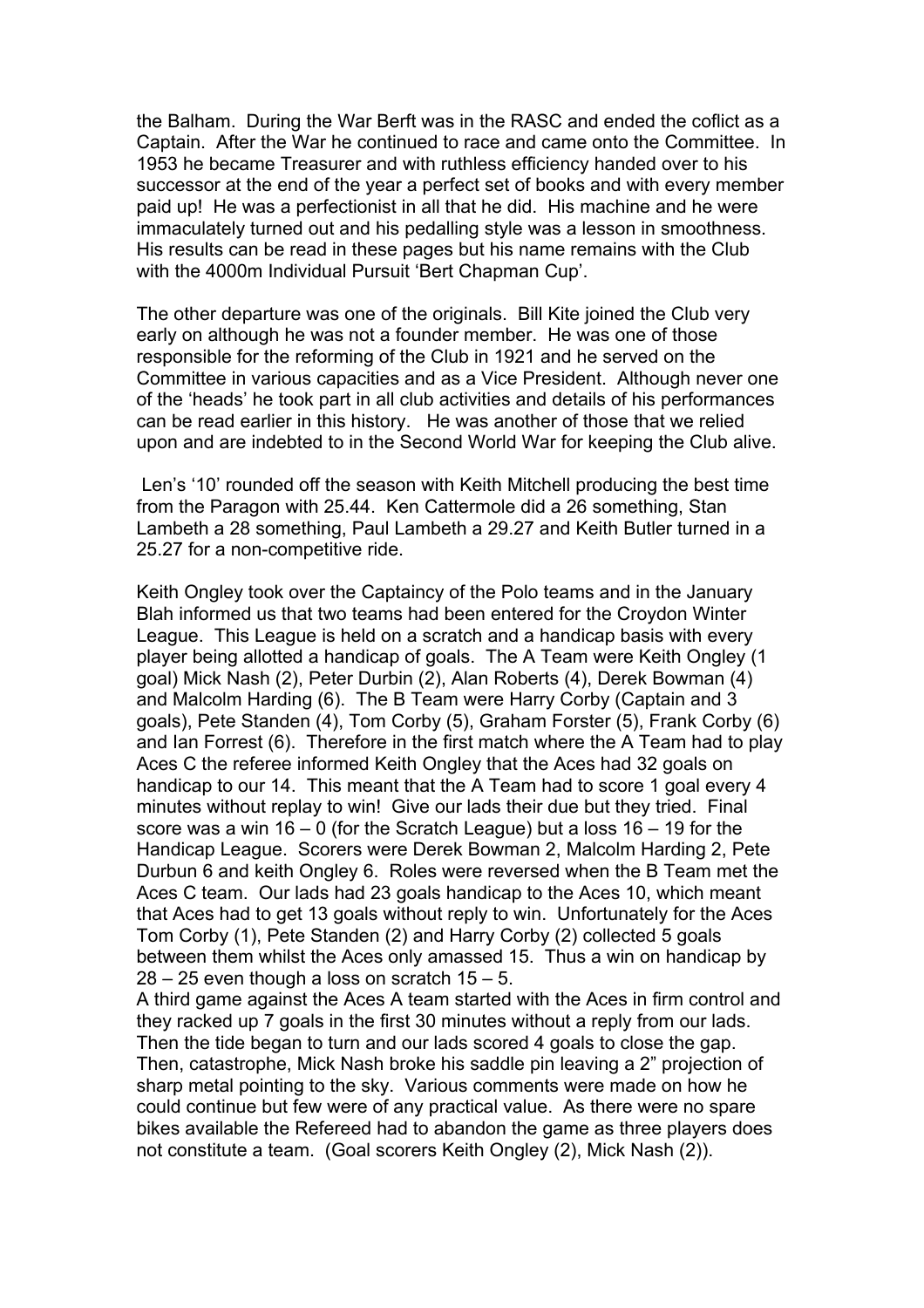the Balham. During the War Berft was in the RASC and ended the coflict as a Captain. After the War he continued to race and came onto the Committee. In 1953 he became Treasurer and with ruthless efficiency handed over to his successor at the end of the year a perfect set of books and with every member paid up! He was a perfectionist in all that he did. His machine and he were immaculately turned out and his pedalling style was a lesson in smoothness. His results can be read in these pages but his name remains with the Club with the 4000m Individual Pursuit 'Bert Chapman Cup'.

The other departure was one of the originals. Bill Kite joined the Club very early on although he was not a founder member. He was one of those responsible for the reforming of the Club in 1921 and he served on the Committee in various capacities and as a Vice President. Although never one of the 'heads' he took part in all club activities and details of his performances can be read earlier in this history. He was another of those that we relied upon and are indebted to in the Second World War for keeping the Club alive.

Len's '10' rounded off the season with Keith Mitchell producing the best time from the Paragon with 25.44. Ken Cattermole did a 26 something, Stan Lambeth a 28 something, Paul Lambeth a 29.27 and Keith Butler turned in a 25.27 for a non-competitive ride.

Keith Ongley took over the Captaincy of the Polo teams and in the January Blah informed us that two teams had been entered for the Croydon Winter League. This League is held on a scratch and a handicap basis with every player being allotted a handicap of goals. The A Team were Keith Ongley (1 goal) Mick Nash (2), Peter Durbin (2), Alan Roberts (4), Derek Bowman (4) and Malcolm Harding (6). The B Team were Harry Corby (Captain and 3 goals), Pete Standen (4), Tom Corby (5), Graham Forster (5), Frank Corby (6) and Ian Forrest (6). Therefore in the first match where the A Team had to play Aces C the referee informed Keith Ongley that the Aces had 32 goals on handicap to our 14. This meant that the A Team had to score 1 goal every 4 minutes without replay to win! Give our lads their due but they tried. Final score was a win 16 – 0 (for the Scratch League) but a loss 16 – 19 for the Handicap League. Scorers were Derek Bowman 2, Malcolm Harding 2, Pete Durbun 6 and keith Ongley 6. Roles were reversed when the B Team met the Aces C team. Our lads had 23 goals handicap to the Aces 10, which meant that Aces had to get 13 goals without reply to win. Unfortunately for the Aces Tom Corby (1), Pete Standen (2) and Harry Corby (2) collected 5 goals between them whilst the Aces only amassed 15. Thus a win on handicap by 28 – 25 even though a loss on scratch 15 – 5.
A third game against the Aces A team started with the Aces in firm control and they racked up 7 goals in the first 30 minutes without a reply from our lads. Then the tide began to turn and our lads scored 4 goals to close the gap. Then, catastrophe, Mick Nash broke his saddle pin leaving a 2" projection of sharp metal pointing to the sky. Various comments were made on how he could continue but few were of any practical value. As there were no spare bikes available the Refereed had to abandon the game as three players does not constitute a team. (Goal scorers Keith Ongley (2), Mick Nash (2)).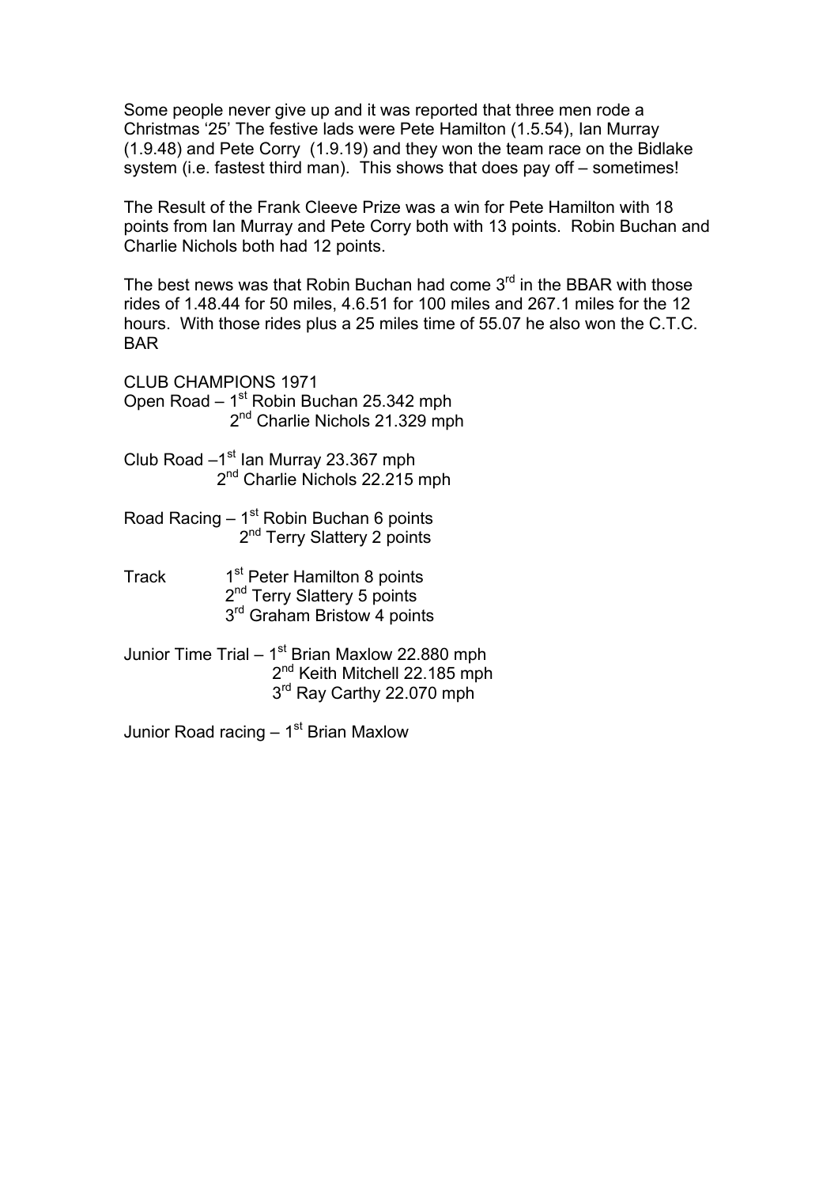Some people never give up and it was reported that three men rode a Christmas '25' The festive lads were Pete Hamilton (1.5.54), Ian Murray (1.9.48) and Pete Corry (1.9.19) and they won the team race on the Bidlake system (i.e. fastest third man). This shows that does pay off – sometimes!

The Result of the Frank Cleeve Prize was a win for Pete Hamilton with 18 points from Ian Murray and Pete Corry both with 13 points. Robin Buchan and Charlie Nichols both had 12 points.

The best news was that Robin Buchan had come 3rd in the BBAR with those rides of 1.48.44 for 50 miles, 4.6.51 for 100 miles and 267.1 miles for the 12 hours. With those rides plus a 25 miles time of 55.07 he also won the C.T.C. BAR

CLUB CHAMPIONS 1971

Open Road – 1st Robin Buchan 25.342 mph
2nd Charlie Nichols 21.329 mph

Club Road – 1st Ian Murray 23.367 mph
2nd Charlie Nichols 22.215 mph

Road Racing – 1st Robin Buchan 6 points
2nd Terry Slattery 2 points

Track 1st Peter Hamilton 8 points
2nd Terry Slattery 5 points
3rd Graham Bristow 4 points

Junior Time Trial – 1st Brian Maxlow 22.880 mph
2nd Keith Mitchell 22.185 mph
3rd Ray Carthy 22.070 mph

Junior Road racing – 1st Brian Maxlow